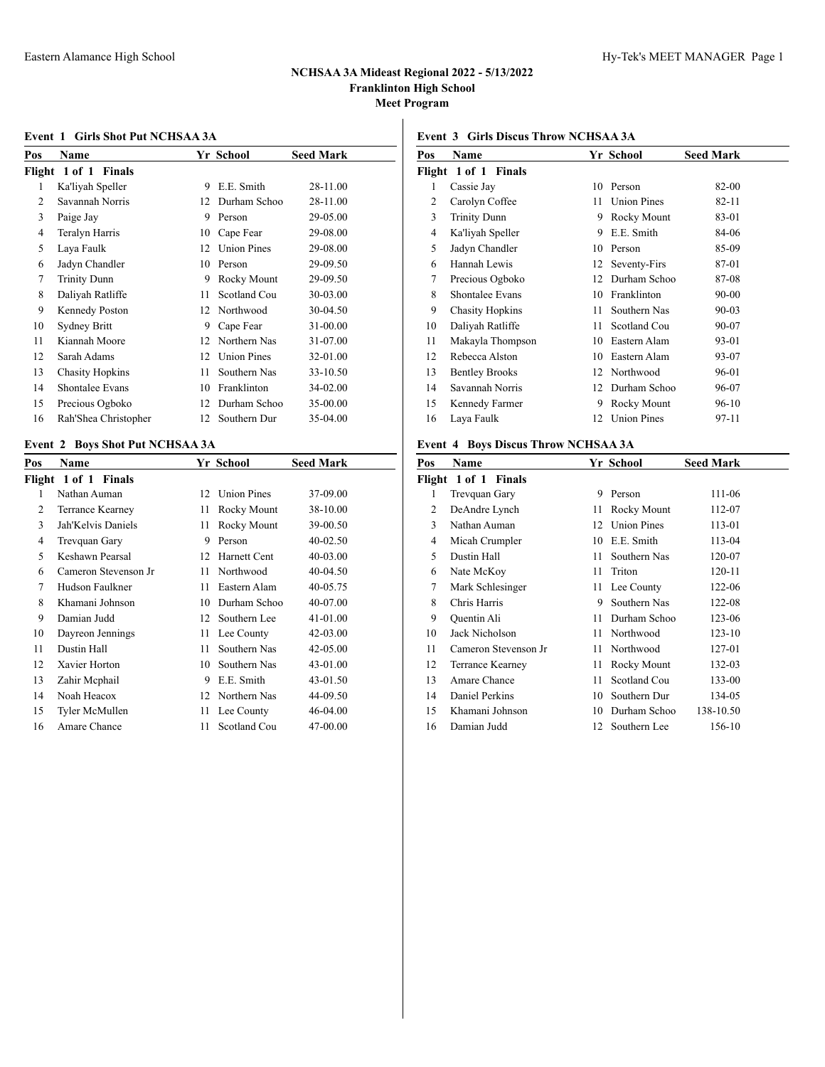# NCHSAA 3A Mideast Regional 2022 - 5/13/2022

**Franklinton High School**

**Meet Program**

### Event 1 Girls Shot Put NCHSAA 3A

| Pos | Name | Yr | School | Seed Mark |
|---|---|---|---|---|
| **Flight 1 of 1 Finals** | | | | |
| 1 | Ka'liyah Speller | 9 | E.E. Smith | 28-11.00 |
| 2 | Savannah Norris | 12 | Durham Schoo | 28-11.00 |
| 3 | Paige Jay | 9 | Person | 29-05.00 |
| 4 | Teralyn Harris | 10 | Cape Fear | 29-08.00 |
| 5 | Laya Faulk | 12 | Union Pines | 29-08.00 |
| 6 | Jadyn Chandler | 10 | Person | 29-09.50 |
| 7 | Trinity Dunn | 9 | Rocky Mount | 29-09.50 |
| 8 | Daliyah Ratliffe | 11 | Scotland Cou | 30-03.00 |
| 9 | Kennedy Poston | 12 | Northwood | 30-04.50 |
| 10 | Sydney Britt | 9 | Cape Fear | 31-00.00 |
| 11 | Kiannah Moore | 12 | Northern Nas | 31-07.00 |
| 12 | Sarah Adams | 12 | Union Pines | 32-01.00 |
| 13 | Chasity Hopkins | 11 | Southern Nas | 33-10.50 |
| 14 | Shontalee Evans | 10 | Franklinton | 34-02.00 |
| 15 | Precious Ogboko | 12 | Durham Schoo | 35-00.00 |
| 16 | Rah'Shea Christopher | 12 | Southern Dur | 35-04.00 |

### Event 2 Boys Shot Put NCHSAA 3A

| Pos | Name | Yr | School | Seed Mark |
|---|---|---|---|---|
| **Flight 1 of 1 Finals** | | | | |
| 1 | Nathan Auman | 12 | Union Pines | 37-09.00 |
| 2 | Terrance Kearney | 11 | Rocky Mount | 38-10.00 |
| 3 | Jah'Kelvis Daniels | 11 | Rocky Mount | 39-00.50 |
| 4 | Trevquan Gary | 9 | Person | 40-02.50 |
| 5 | Keshawn Pearsal | 12 | Harnett Cent | 40-03.00 |
| 6 | Cameron Stevenson Jr | 11 | Northwood | 40-04.50 |
| 7 | Hudson Faulkner | 11 | Eastern Alam | 40-05.75 |
| 8 | Khamani Johnson | 10 | Durham Schoo | 40-07.00 |
| 9 | Damian Judd | 12 | Southern Lee | 41-01.00 |
| 10 | Dayreon Jennings | 11 | Lee County | 42-03.00 |
| 11 | Dustin Hall | 11 | Southern Nas | 42-05.00 |
| 12 | Xavier Horton | 10 | Southern Nas | 43-01.00 |
| 13 | Zahir Mcphail | 9 | E.E. Smith | 43-01.50 |
| 14 | Noah Heacox | 12 | Northern Nas | 44-09.50 |
| 15 | Tyler McMullen | 11 | Lee County | 46-04.00 |
| 16 | Amare Chance | 11 | Scotland Cou | 47-00.00 |

### Event 3 Girls Discus Throw NCHSAA 3A

| Pos | Name | Yr | School | Seed Mark |
|---|---|---|---|---|
| **Flight 1 of 1 Finals** | | | | |
| 1 | Cassie Jay | 10 | Person | 82-00 |
| 2 | Carolyn Coffee | 11 | Union Pines | 82-11 |
| 3 | Trinity Dunn | 9 | Rocky Mount | 83-01 |
| 4 | Ka'liyah Speller | 9 | E.E. Smith | 84-06 |
| 5 | Jadyn Chandler | 10 | Person | 85-09 |
| 6 | Hannah Lewis | 12 | Seventy-Firs | 87-01 |
| 7 | Precious Ogboko | 12 | Durham Schoo | 87-08 |
| 8 | Shontalee Evans | 10 | Franklinton | 90-00 |
| 9 | Chasity Hopkins | 11 | Southern Nas | 90-03 |
| 10 | Daliyah Ratliffe | 11 | Scotland Cou | 90-07 |
| 11 | Makayla Thompson | 10 | Eastern Alam | 93-01 |
| 12 | Rebecca Alston | 10 | Eastern Alam | 93-07 |
| 13 | Bentley Brooks | 12 | Northwood | 96-01 |
| 14 | Savannah Norris | 12 | Durham Schoo | 96-07 |
| 15 | Kennedy Farmer | 9 | Rocky Mount | 96-10 |
| 16 | Laya Faulk | 12 | Union Pines | 97-11 |

### Event 4 Boys Discus Throw NCHSAA 3A

| Pos | Name | Yr | School | Seed Mark |
|---|---|---|---|---|
| **Flight 1 of 1 Finals** | | | | |
| 1 | Trevquan Gary | 9 | Person | 111-06 |
| 2 | DeAndre Lynch | 11 | Rocky Mount | 112-07 |
| 3 | Nathan Auman | 12 | Union Pines | 113-01 |
| 4 | Micah Crumpler | 10 | E.E. Smith | 113-04 |
| 5 | Dustin Hall | 11 | Southern Nas | 120-07 |
| 6 | Nate McKoy | 11 | Triton | 120-11 |
| 7 | Mark Schlesinger | 11 | Lee County | 122-06 |
| 8 | Chris Harris | 9 | Southern Nas | 122-08 |
| 9 | Quentin Ali | 11 | Durham Schoo | 123-06 |
| 10 | Jack Nicholson | 11 | Northwood | 123-10 |
| 11 | Cameron Stevenson Jr | 11 | Northwood | 127-01 |
| 12 | Terrance Kearney | 11 | Rocky Mount | 132-03 |
| 13 | Amare Chance | 11 | Scotland Cou | 133-00 |
| 14 | Daniel Perkins | 10 | Southern Dur | 134-05 |
| 15 | Khamani Johnson | 10 | Durham Schoo | 138-10.50 |
| 16 | Damian Judd | 12 | Southern Lee | 156-10 |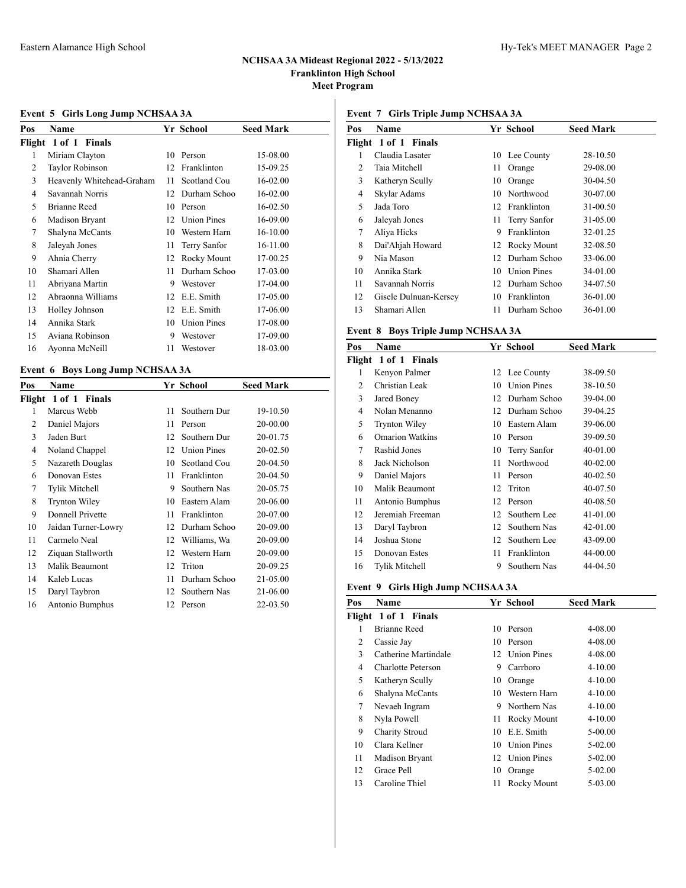## NCHSAA 3A Mideast Regional 2022 - 5/13/2022
## Franklinton High School
## Meet Program

### Event 5 Girls Long Jump NCHSAA 3A

| Pos | Name | Yr | School | Seed Mark |
|---|---|---|---|---|
| **Flight 1 of 1 Finals** | | | | |
| 1 | Miriam Clayton | 10 | Person | 15-08.00 |
| 2 | Taylor Robinson | 12 | Franklinton | 15-09.25 |
| 3 | Heavenly Whitehead-Graham | 11 | Scotland Cou | 16-02.00 |
| 4 | Savannah Norris | 12 | Durham Schoo | 16-02.00 |
| 5 | Brianne Reed | 10 | Person | 16-02.50 |
| 6 | Madison Bryant | 12 | Union Pines | 16-09.00 |
| 7 | Shalyna McCants | 10 | Western Harn | 16-10.00 |
| 8 | Jaleyah Jones | 11 | Terry Sanfor | 16-11.00 |
| 9 | Ahnia Cherry | 12 | Rocky Mount | 17-00.25 |
| 10 | Shamari Allen | 11 | Durham Schoo | 17-03.00 |
| 11 | Abriyana Martin | 9 | Westover | 17-04.00 |
| 12 | Abraonna Williams | 12 | E.E. Smith | 17-05.00 |
| 13 | Holley Johnson | 12 | E.E. Smith | 17-06.00 |
| 14 | Annika Stark | 10 | Union Pines | 17-08.00 |
| 15 | Aviana Robinson | 9 | Westover | 17-09.00 |
| 16 | Ayonna McNeill | 11 | Westover | 18-03.00 |

### Event 6 Boys Long Jump NCHSAA 3A

| Pos | Name | Yr | School | Seed Mark |
|---|---|---|---|---|
| **Flight 1 of 1 Finals** | | | | |
| 1 | Marcus Webb | 11 | Southern Dur | 19-10.50 |
| 2 | Daniel Majors | 11 | Person | 20-00.00 |
| 3 | Jaden Burt | 12 | Southern Dur | 20-01.75 |
| 4 | Noland Chappel | 12 | Union Pines | 20-02.50 |
| 5 | Nazareth Douglas | 10 | Scotland Cou | 20-04.50 |
| 6 | Donovan Estes | 11 | Franklinton | 20-04.50 |
| 7 | Tylik Mitchell | 9 | Southern Nas | 20-05.75 |
| 8 | Trynton Wiley | 10 | Eastern Alam | 20-06.00 |
| 9 | Donnell Privette | 11 | Franklinton | 20-07.00 |
| 10 | Jaidan Turner-Lowry | 12 | Durham Schoo | 20-09.00 |
| 11 | Carmelo Neal | 12 | Williams, Wa | 20-09.00 |
| 12 | Ziquan Stallworth | 12 | Western Harn | 20-09.00 |
| 13 | Malik Beaumont | 12 | Triton | 20-09.25 |
| 14 | Kaleb Lucas | 11 | Durham Schoo | 21-05.00 |
| 15 | Daryl Taybron | 12 | Southern Nas | 21-06.00 |
| 16 | Antonio Bumphus | 12 | Person | 22-03.50 |

### Event 7 Girls Triple Jump NCHSAA 3A

| Pos | Name | Yr | School | Seed Mark |
|---|---|---|---|---|
| **Flight 1 of 1 Finals** | | | | |
| 1 | Claudia Lasater | 10 | Lee County | 28-10.50 |
| 2 | Taia Mitchell | 11 | Orange | 29-08.00 |
| 3 | Katheryn Scully | 10 | Orange | 30-04.50 |
| 4 | Skylar Adams | 10 | Northwood | 30-07.00 |
| 5 | Jada Toro | 12 | Franklinton | 31-00.50 |
| 6 | Jaleyah Jones | 11 | Terry Sanfor | 31-05.00 |
| 7 | Aliya Hicks | 9 | Franklinton | 32-01.25 |
| 8 | Dai'Ahjah Howard | 12 | Rocky Mount | 32-08.50 |
| 9 | Nia Mason | 12 | Durham Schoo | 33-06.00 |
| 10 | Annika Stark | 10 | Union Pines | 34-01.00 |
| 11 | Savannah Norris | 12 | Durham Schoo | 34-07.50 |
| 12 | Gisele Dulnuan-Kersey | 10 | Franklinton | 36-01.00 |
| 13 | Shamari Allen | 11 | Durham Schoo | 36-01.00 |

### Event 8 Boys Triple Jump NCHSAA 3A

| Pos | Name | Yr | School | Seed Mark |
|---|---|---|---|---|
| **Flight 1 of 1 Finals** | | | | |
| 1 | Kenyon Palmer | 12 | Lee County | 38-09.50 |
| 2 | Christian Leak | 10 | Union Pines | 38-10.50 |
| 3 | Jared Boney | 12 | Durham Schoo | 39-04.00 |
| 4 | Nolan Menanno | 12 | Durham Schoo | 39-04.25 |
| 5 | Trynton Wiley | 10 | Eastern Alam | 39-06.00 |
| 6 | Omarion Watkins | 10 | Person | 39-09.50 |
| 7 | Rashid Jones | 10 | Terry Sanfor | 40-01.00 |
| 8 | Jack Nicholson | 11 | Northwood | 40-02.00 |
| 9 | Daniel Majors | 11 | Person | 40-02.50 |
| 10 | Malik Beaumont | 12 | Triton | 40-07.50 |
| 11 | Antonio Bumphus | 12 | Person | 40-08.50 |
| 12 | Jeremiah Freeman | 12 | Southern Lee | 41-01.00 |
| 13 | Daryl Taybron | 12 | Southern Nas | 42-01.00 |
| 14 | Joshua Stone | 12 | Southern Lee | 43-09.00 |
| 15 | Donovan Estes | 11 | Franklinton | 44-00.00 |
| 16 | Tylik Mitchell | 9 | Southern Nas | 44-04.50 |

### Event 9 Girls High Jump NCHSAA 3A

| Pos | Name | Yr | School | Seed Mark |
|---|---|---|---|---|
| **Flight 1 of 1 Finals** | | | | |
| 1 | Brianne Reed | 10 | Person | 4-08.00 |
| 2 | Cassie Jay | 10 | Person | 4-08.00 |
| 3 | Catherine Martindale | 12 | Union Pines | 4-08.00 |
| 4 | Charlotte Peterson | 9 | Carrboro | 4-10.00 |
| 5 | Katheryn Scully | 10 | Orange | 4-10.00 |
| 6 | Shalyna McCants | 10 | Western Harn | 4-10.00 |
| 7 | Nevaeh Ingram | 9 | Northern Nas | 4-10.00 |
| 8 | Nyla Powell | 11 | Rocky Mount | 4-10.00 |
| 9 | Charity Stroud | 10 | E.E. Smith | 5-00.00 |
| 10 | Clara Kellner | 10 | Union Pines | 5-02.00 |
| 11 | Madison Bryant | 12 | Union Pines | 5-02.00 |
| 12 | Grace Pell | 10 | Orange | 5-02.00 |
| 13 | Caroline Thiel | 11 | Rocky Mount | 5-03.00 |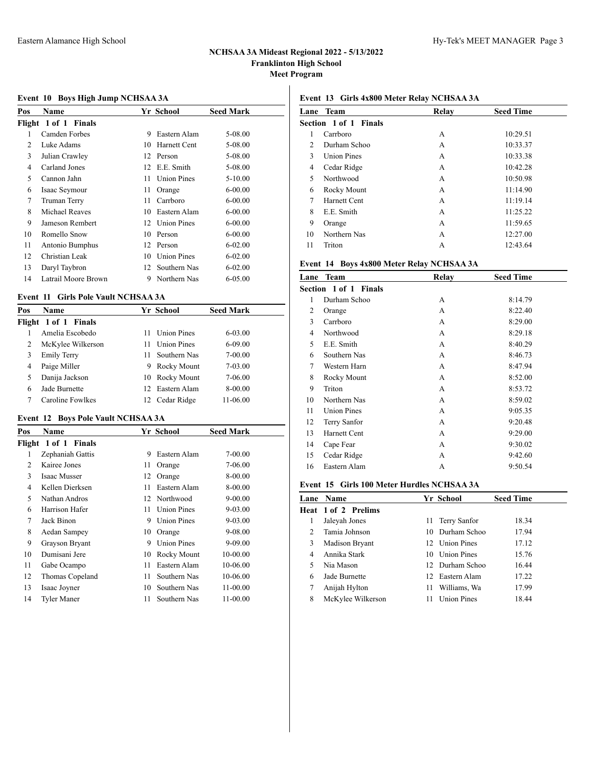## NCHSAA 3A Mideast Regional 2022 - 5/13/2022
## Franklinton High School
## Meet Program

### Event 10 Boys High Jump NCHSAA 3A

| Pos | Name | Yr | School | Seed Mark |
|---|---|---|---|---|
| **Flight 1 of 1 Finals** | | | | |
| 1 | Camden Forbes | 9 | Eastern Alam | 5-08.00 |
| 2 | Luke Adams | 10 | Harnett Cent | 5-08.00 |
| 3 | Julian Crawley | 12 | Person | 5-08.00 |
| 4 | Carland Jones | 12 | E.E. Smith | 5-08.00 |
| 5 | Cannon Jahn | 11 | Union Pines | 5-10.00 |
| 6 | Isaac Seymour | 11 | Orange | 6-00.00 |
| 7 | Truman Terry | 11 | Carrboro | 6-00.00 |
| 8 | Michael Reaves | 10 | Eastern Alam | 6-00.00 |
| 9 | Jameson Rembert | 12 | Union Pines | 6-00.00 |
| 10 | Romello Snow | 10 | Person | 6-00.00 |
| 11 | Antonio Bumphus | 12 | Person | 6-02.00 |
| 12 | Christian Leak | 10 | Union Pines | 6-02.00 |
| 13 | Daryl Taybron | 12 | Southern Nas | 6-02.00 |
| 14 | Latrail Moore Brown | 9 | Northern Nas | 6-05.00 |

### Event 11 Girls Pole Vault NCHSAA 3A

| Pos | Name | Yr | School | Seed Mark |
|---|---|---|---|---|
| **Flight 1 of 1 Finals** | | | | |
| 1 | Amelia Escobedo | 11 | Union Pines | 6-03.00 |
| 2 | McKylee Wilkerson | 11 | Union Pines | 6-09.00 |
| 3 | Emily Terry | 11 | Southern Nas | 7-00.00 |
| 4 | Paige Miller | 9 | Rocky Mount | 7-03.00 |
| 5 | Danija Jackson | 10 | Rocky Mount | 7-06.00 |
| 6 | Jade Burnette | 12 | Eastern Alam | 8-00.00 |
| 7 | Caroline Fowlkes | 12 | Cedar Ridge | 11-06.00 |

### Event 12 Boys Pole Vault NCHSAA 3A

| Pos | Name | Yr | School | Seed Mark |
|---|---|---|---|---|
| **Flight 1 of 1 Finals** | | | | |
| 1 | Zephaniah Gattis | 9 | Eastern Alam | 7-00.00 |
| 2 | Kairee Jones | 11 | Orange | 7-06.00 |
| 3 | Isaac Musser | 12 | Orange | 8-00.00 |
| 4 | Kellen Dierksen | 11 | Eastern Alam | 8-00.00 |
| 5 | Nathan Andros | 12 | Northwood | 9-00.00 |
| 6 | Harrison Hafer | 11 | Union Pines | 9-03.00 |
| 7 | Jack Binon | 9 | Union Pines | 9-03.00 |
| 8 | Aedan Sampey | 10 | Orange | 9-08.00 |
| 9 | Grayson Bryant | 9 | Union Pines | 9-09.00 |
| 10 | Dumisani Jere | 10 | Rocky Mount | 10-00.00 |
| 11 | Gabe Ocampo | 11 | Eastern Alam | 10-06.00 |
| 12 | Thomas Copeland | 11 | Southern Nas | 10-06.00 |
| 13 | Isaac Joyner | 10 | Southern Nas | 11-00.00 |
| 14 | Tyler Maner | 11 | Southern Nas | 11-00.00 |

### Event 13 Girls 4x800 Meter Relay NCHSAA 3A

| Lane | Team | Relay | Seed Time |
|---|---|---|---|
| **Section 1 of 1 Finals** | | | |
| 1 | Carrboro | A | 10:29.51 |
| 2 | Durham Schoo | A | 10:33.37 |
| 3 | Union Pines | A | 10:33.38 |
| 4 | Cedar Ridge | A | 10:42.28 |
| 5 | Northwood | A | 10:50.98 |
| 6 | Rocky Mount | A | 11:14.90 |
| 7 | Harnett Cent | A | 11:19.14 |
| 8 | E.E. Smith | A | 11:25.22 |
| 9 | Orange | A | 11:59.65 |
| 10 | Northern Nas | A | 12:27.00 |
| 11 | Triton | A | 12:43.64 |

### Event 14 Boys 4x800 Meter Relay NCHSAA 3A

| Lane | Team | Relay | Seed Time |
|---|---|---|---|
| **Section 1 of 1 Finals** | | | |
| 1 | Durham Schoo | A | 8:14.79 |
| 2 | Orange | A | 8:22.40 |
| 3 | Carrboro | A | 8:29.00 |
| 4 | Northwood | A | 8:29.18 |
| 5 | E.E. Smith | A | 8:40.29 |
| 6 | Southern Nas | A | 8:46.73 |
| 7 | Western Harn | A | 8:47.94 |
| 8 | Rocky Mount | A | 8:52.00 |
| 9 | Triton | A | 8:53.72 |
| 10 | Northern Nas | A | 8:59.02 |
| 11 | Union Pines | A | 9:05.35 |
| 12 | Terry Sanfor | A | 9:20.48 |
| 13 | Harnett Cent | A | 9:29.00 |
| 14 | Cape Fear | A | 9:30.02 |
| 15 | Cedar Ridge | A | 9:42.60 |
| 16 | Eastern Alam | A | 9:50.54 |

### Event 15 Girls 100 Meter Hurdles NCHSAA 3A

| Lane | Name | Yr | School | Seed Time |
|---|---|---|---|---|
| **Heat 1 of 2 Prelims** | | | | |
| 1 | Jaleyah Jones | 11 | Terry Sanfor | 18.34 |
| 2 | Tamia Johnson | 10 | Durham Schoo | 17.94 |
| 3 | Madison Bryant | 12 | Union Pines | 17.12 |
| 4 | Annika Stark | 10 | Union Pines | 15.76 |
| 5 | Nia Mason | 12 | Durham Schoo | 16.44 |
| 6 | Jade Burnette | 12 | Eastern Alam | 17.22 |
| 7 | Anijah Hylton | 11 | Williams, Wa | 17.99 |
| 8 | McKylee Wilkerson | 11 | Union Pines | 18.44 |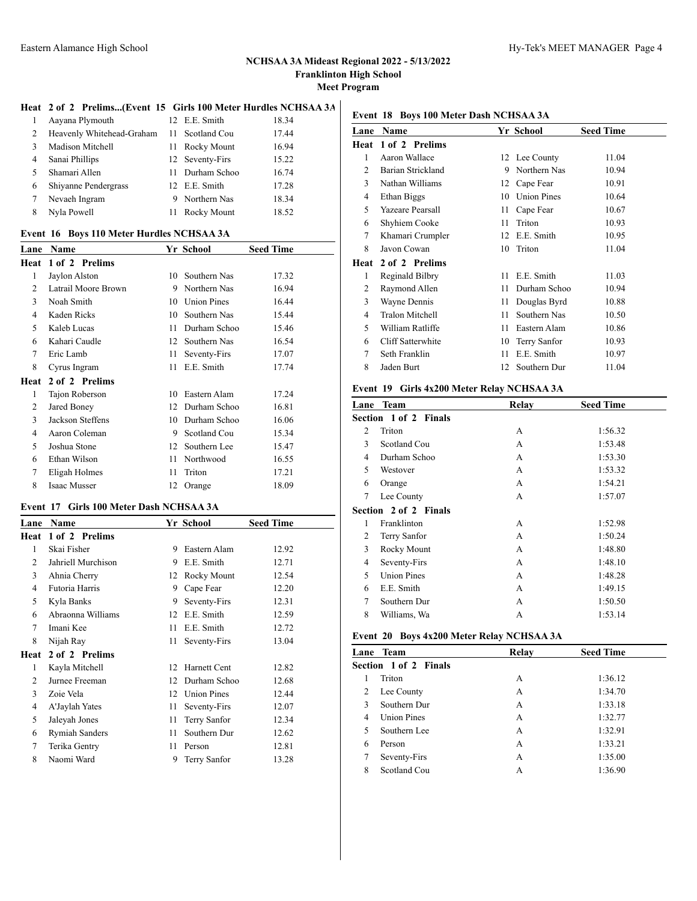## NCHSAA 3A Mideast Regional 2022 - 5/13/2022
**Franklinton High School**
**Meet Program**

### Heat 2 of 2 Prelims...(Event 15 Girls 100 Meter Hurdles NCHSAA 3A

| Lane | Name | Yr | School | Seed Time |
|---|---|---|---|---|
| 1 | Aayana Plymouth | 12 | E.E. Smith | 18.34 |
| 2 | Heavenly Whitehead-Graham | 11 | Scotland Cou | 17.44 |
| 3 | Madison Mitchell | 11 | Rocky Mount | 16.94 |
| 4 | Sanai Phillips | 12 | Seventy-Firs | 15.22 |
| 5 | Shamari Allen | 11 | Durham Schoo | 16.74 |
| 6 | Shiyanne Pendergrass | 12 | E.E. Smith | 17.28 |
| 7 | Nevaeh Ingram | 9 | Northern Nas | 18.34 |
| 8 | Nyla Powell | 11 | Rocky Mount | 18.52 |

### Event 16 Boys 110 Meter Hurdles NCHSAA 3A

| Lane | Name | Yr | School | Seed Time |
|---|---|---|---|---|
| **Heat 1 of 2 Prelims** | | | | |
| 1 | Jaylon Alston | 10 | Southern Nas | 17.32 |
| 2 | Latrail Moore Brown | 9 | Northern Nas | 16.94 |
| 3 | Noah Smith | 10 | Union Pines | 16.44 |
| 4 | Kaden Ricks | 10 | Southern Nas | 15.44 |
| 5 | Kaleb Lucas | 11 | Durham Schoo | 15.46 |
| 6 | Kahari Caudle | 12 | Southern Nas | 16.54 |
| 7 | Eric Lamb | 11 | Seventy-Firs | 17.07 |
| 8 | Cyrus Ingram | 11 | E.E. Smith | 17.74 |
| **Heat 2 of 2 Prelims** | | | | |
| 1 | Tajon Roberson | 10 | Eastern Alam | 17.24 |
| 2 | Jared Boney | 12 | Durham Schoo | 16.81 |
| 3 | Jackson Steffens | 10 | Durham Schoo | 16.06 |
| 4 | Aaron Coleman | 9 | Scotland Cou | 15.34 |
| 5 | Joshua Stone | 12 | Southern Lee | 15.47 |
| 6 | Ethan Wilson | 11 | Northwood | 16.55 |
| 7 | Eligah Holmes | 11 | Triton | 17.21 |
| 8 | Isaac Musser | 12 | Orange | 18.09 |

### Event 17 Girls 100 Meter Dash NCHSAA 3A

| Lane | Name | Yr | School | Seed Time |
|---|---|---|---|---|
| **Heat 1 of 2 Prelims** | | | | |
| 1 | Skai Fisher | 9 | Eastern Alam | 12.92 |
| 2 | Jahriell Murchison | 9 | E.E. Smith | 12.71 |
| 3 | Ahnia Cherry | 12 | Rocky Mount | 12.54 |
| 4 | Futoria Harris | 9 | Cape Fear | 12.20 |
| 5 | Kyla Banks | 9 | Seventy-Firs | 12.31 |
| 6 | Abraonna Williams | 12 | E.E. Smith | 12.59 |
| 7 | Imani Kee | 11 | E.E. Smith | 12.72 |
| 8 | Nijah Ray | 11 | Seventy-Firs | 13.04 |
| **Heat 2 of 2 Prelims** | | | | |
| 1 | Kayla Mitchell | 12 | Harnett Cent | 12.82 |
| 2 | Jurnee Freeman | 12 | Durham Schoo | 12.68 |
| 3 | Zoie Vela | 12 | Union Pines | 12.44 |
| 4 | A'Jaylah Yates | 11 | Seventy-Firs | 12.07 |
| 5 | Jaleyah Jones | 11 | Terry Sanfor | 12.34 |
| 6 | Rymiah Sanders | 11 | Southern Dur | 12.62 |
| 7 | Terika Gentry | 11 | Person | 12.81 |
| 8 | Naomi Ward | 9 | Terry Sanfor | 13.28 |

### Event 18 Boys 100 Meter Dash NCHSAA 3A

| Lane | Name | Yr | School | Seed Time |
|---|---|---|---|---|
| **Heat 1 of 2 Prelims** | | | | |
| 1 | Aaron Wallace | 12 | Lee County | 11.04 |
| 2 | Barian Strickland | 9 | Northern Nas | 10.94 |
| 3 | Nathan Williams | 12 | Cape Fear | 10.91 |
| 4 | Ethan Biggs | 10 | Union Pines | 10.64 |
| 5 | Yazeare Pearsall | 11 | Cape Fear | 10.67 |
| 6 | Shyhiem Cooke | 11 | Triton | 10.93 |
| 7 | Khamari Crumpler | 12 | E.E. Smith | 10.95 |
| 8 | Javon Cowan | 10 | Triton | 11.04 |
| **Heat 2 of 2 Prelims** | | | | |
| 1 | Reginald Bilbry | 11 | E.E. Smith | 11.03 |
| 2 | Raymond Allen | 11 | Durham Schoo | 10.94 |
| 3 | Wayne Dennis | 11 | Douglas Byrd | 10.88 |
| 4 | Tralon Mitchell | 11 | Southern Nas | 10.50 |
| 5 | William Ratliffe | 11 | Eastern Alam | 10.86 |
| 6 | Cliff Satterwhite | 10 | Terry Sanfor | 10.93 |
| 7 | Seth Franklin | 11 | E.E. Smith | 10.97 |
| 8 | Jaden Burt | 12 | Southern Dur | 11.04 |

### Event 19 Girls 4x200 Meter Relay NCHSAA 3A

| Lane | Team | Relay | Seed Time |
|---|---|---|---|
| **Section 1 of 2 Finals** | | | |
| 2 | Triton | A | 1:56.32 |
| 3 | Scotland Cou | A | 1:53.48 |
| 4 | Durham Schoo | A | 1:53.30 |
| 5 | Westover | A | 1:53.32 |
| 6 | Orange | A | 1:54.21 |
| 7 | Lee County | A | 1:57.07 |
| **Section 2 of 2 Finals** | | | |
| 1 | Franklinton | A | 1:52.98 |
| 2 | Terry Sanfor | A | 1:50.24 |
| 3 | Rocky Mount | A | 1:48.80 |
| 4 | Seventy-Firs | A | 1:48.10 |
| 5 | Union Pines | A | 1:48.28 |
| 6 | E.E. Smith | A | 1:49.15 |
| 7 | Southern Dur | A | 1:50.50 |
| 8 | Williams, Wa | A | 1:53.14 |

### Event 20 Boys 4x200 Meter Relay NCHSAA 3A

| Lane | Team | Relay | Seed Time |
|---|---|---|---|
| **Section 1 of 2 Finals** | | | |
| 1 | Triton | A | 1:36.12 |
| 2 | Lee County | A | 1:34.70 |
| 3 | Southern Dur | A | 1:33.18 |
| 4 | Union Pines | A | 1:32.77 |
| 5 | Southern Lee | A | 1:32.91 |
| 6 | Person | A | 1:33.21 |
| 7 | Seventy-Firs | A | 1:35.00 |
| 8 | Scotland Cou | A | 1:36.90 |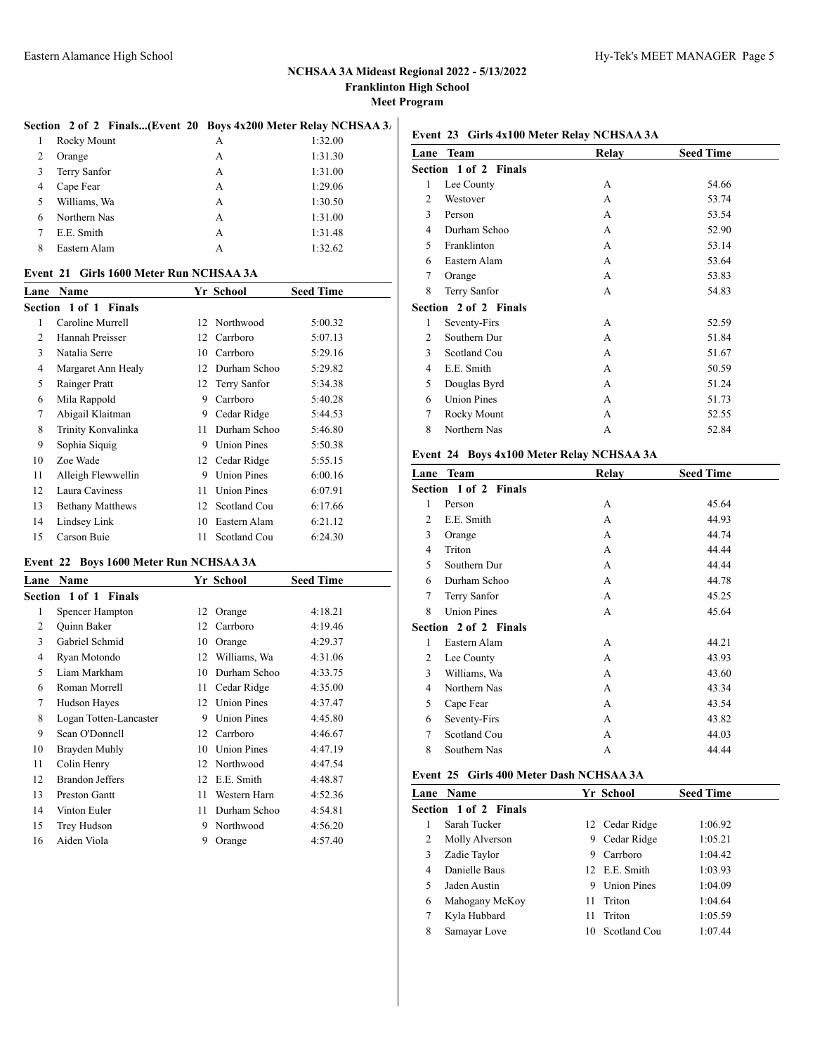## NCHSAA 3A Mideast Regional 2022 - 5/13/2022
## Franklinton High School
## Meet Program

### Section 2 of 2 Finals...(Event 20 Boys 4x200 Meter Relay NCHSAA 3A)

| Lane | Team | Relay | Seed Time |
|---|---|---|---|
| 1 | Rocky Mount | A | 1:32.00 |
| 2 | Orange | A | 1:31.30 |
| 3 | Terry Sanfor | A | 1:31.00 |
| 4 | Cape Fear | A | 1:29.06 |
| 5 | Williams, Wa | A | 1:30.50 |
| 6 | Northern Nas | A | 1:31.00 |
| 7 | E.E. Smith | A | 1:31.48 |
| 8 | Eastern Alam | A | 1:32.62 |

### Event 21 Girls 1600 Meter Run NCHSAA 3A

| Lane | Name | Yr | School | Seed Time |
|---|---|---|---|---|
| **Section 1 of 1 Finals** | | | | |
| 1 | Caroline Murrell | 12 | Northwood | 5:00.32 |
| 2 | Hannah Preisser | 12 | Carrboro | 5:07.13 |
| 3 | Natalia Serre | 10 | Carrboro | 5:29.16 |
| 4 | Margaret Ann Healy | 12 | Durham Schoo | 5:29.82 |
| 5 | Rainger Pratt | 12 | Terry Sanfor | 5:34.38 |
| 6 | Mila Rappold | 9 | Carrboro | 5:40.28 |
| 7 | Abigail Klaitman | 9 | Cedar Ridge | 5:44.53 |
| 8 | Trinity Konvalinka | 11 | Durham Schoo | 5:46.80 |
| 9 | Sophia Siquig | 9 | Union Pines | 5:50.38 |
| 10 | Zoe Wade | 12 | Cedar Ridge | 5:55.15 |
| 11 | Alleigh Flewwellin | 9 | Union Pines | 6:00.16 |
| 12 | Laura Caviness | 11 | Union Pines | 6:07.91 |
| 13 | Bethany Matthews | 12 | Scotland Cou | 6:17.66 |
| 14 | Lindsey Link | 10 | Eastern Alam | 6:21.12 |
| 15 | Carson Buie | 11 | Scotland Cou | 6:24.30 |

### Event 22 Boys 1600 Meter Run NCHSAA 3A

| Lane | Name | Yr | School | Seed Time |
|---|---|---|---|---|
| **Section 1 of 1 Finals** | | | | |
| 1 | Spencer Hampton | 12 | Orange | 4:18.21 |
| 2 | Quinn Baker | 12 | Carrboro | 4:19.46 |
| 3 | Gabriel Schmid | 10 | Orange | 4:29.37 |
| 4 | Ryan Motondo | 12 | Williams, Wa | 4:31.06 |
| 5 | Liam Markham | 10 | Durham Schoo | 4:33.75 |
| 6 | Roman Morrell | 11 | Cedar Ridge | 4:35.00 |
| 7 | Hudson Hayes | 12 | Union Pines | 4:37.47 |
| 8 | Logan Totten-Lancaster | 9 | Union Pines | 4:45.80 |
| 9 | Sean O'Donnell | 12 | Carrboro | 4:46.67 |
| 10 | Brayden Muhly | 10 | Union Pines | 4:47.19 |
| 11 | Colin Henry | 12 | Northwood | 4:47.54 |
| 12 | Brandon Jeffers | 12 | E.E. Smith | 4:48.87 |
| 13 | Preston Gantt | 11 | Western Harn | 4:52.36 |
| 14 | Vinton Euler | 11 | Durham Schoo | 4:54.81 |
| 15 | Trey Hudson | 9 | Northwood | 4:56.20 |
| 16 | Aiden Viola | 9 | Orange | 4:57.40 |

### Event 23 Girls 4x100 Meter Relay NCHSAA 3A

| Lane | Team | Relay | Seed Time |
|---|---|---|---|
| **Section 1 of 2 Finals** | | | |
| 1 | Lee County | A | 54.66 |
| 2 | Westover | A | 53.74 |
| 3 | Person | A | 53.54 |
| 4 | Durham Schoo | A | 52.90 |
| 5 | Franklinton | A | 53.14 |
| 6 | Eastern Alam | A | 53.64 |
| 7 | Orange | A | 53.83 |
| 8 | Terry Sanfor | A | 54.83 |
| **Section 2 of 2 Finals** | | | |
| 1 | Seventy-Firs | A | 52.59 |
| 2 | Southern Dur | A | 51.84 |
| 3 | Scotland Cou | A | 51.67 |
| 4 | E.E. Smith | A | 50.59 |
| 5 | Douglas Byrd | A | 51.24 |
| 6 | Union Pines | A | 51.73 |
| 7 | Rocky Mount | A | 52.55 |
| 8 | Northern Nas | A | 52.84 |

### Event 24 Boys 4x100 Meter Relay NCHSAA 3A

| Lane | Team | Relay | Seed Time |
|---|---|---|---|
| **Section 1 of 2 Finals** | | | |
| 1 | Person | A | 45.64 |
| 2 | E.E. Smith | A | 44.93 |
| 3 | Orange | A | 44.74 |
| 4 | Triton | A | 44.44 |
| 5 | Southern Dur | A | 44.44 |
| 6 | Durham Schoo | A | 44.78 |
| 7 | Terry Sanfor | A | 45.25 |
| 8 | Union Pines | A | 45.64 |
| **Section 2 of 2 Finals** | | | |
| 1 | Eastern Alam | A | 44.21 |
| 2 | Lee County | A | 43.93 |
| 3 | Williams, Wa | A | 43.60 |
| 4 | Northern Nas | A | 43.34 |
| 5 | Cape Fear | A | 43.54 |
| 6 | Seventy-Firs | A | 43.82 |
| 7 | Scotland Cou | A | 44.03 |
| 8 | Southern Nas | A | 44.44 |

### Event 25 Girls 400 Meter Dash NCHSAA 3A

| Lane | Name | Yr | School | Seed Time |
|---|---|---|---|---|
| **Section 1 of 2 Finals** | | | | |
| 1 | Sarah Tucker | 12 | Cedar Ridge | 1:06.92 |
| 2 | Molly Alverson | 9 | Cedar Ridge | 1:05.21 |
| 3 | Zadie Taylor | 9 | Carrboro | 1:04.42 |
| 4 | Danielle Baus | 12 | E.E. Smith | 1:03.93 |
| 5 | Jaden Austin | 9 | Union Pines | 1:04.09 |
| 6 | Mahogany McKoy | 11 | Triton | 1:04.64 |
| 7 | Kyla Hubbard | 11 | Triton | 1:05.59 |
| 8 | Samayar Love | 10 | Scotland Cou | 1:07.44 |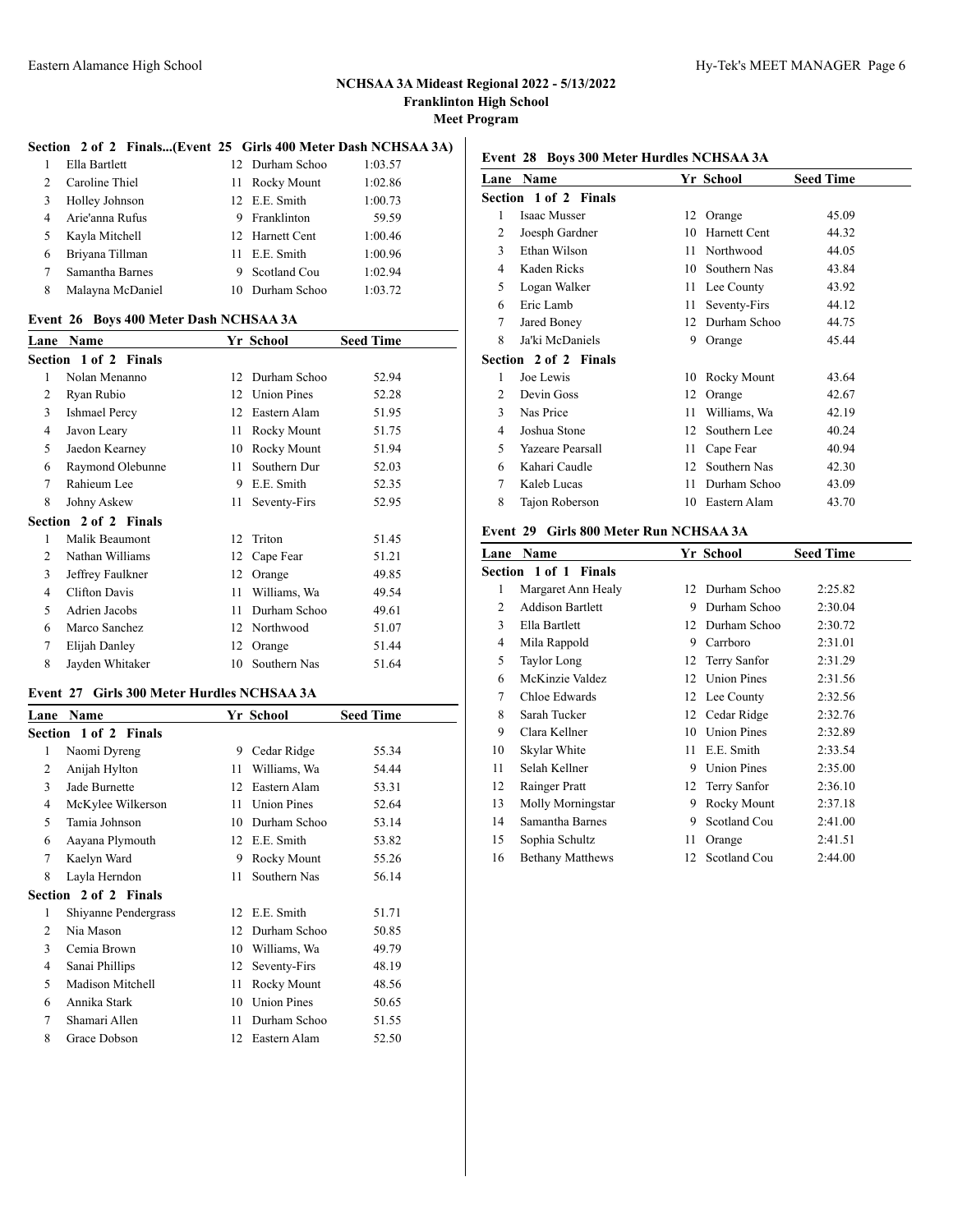## NCHSAA 3A Mideast Regional 2022 - 5/13/2022
### Franklinton High School
### Meet Program

**Section 2 of 2 Finals...(Event 25 Girls 400 Meter Dash NCHSAA 3A)**

| Lane | Name | Yr | School | Seed Time |
|---|---|---|---|---|
| 1 | Ella Bartlett | 12 | Durham Schoo | 1:03.57 |
| 2 | Caroline Thiel | 11 | Rocky Mount | 1:02.86 |
| 3 | Holley Johnson | 12 | E.E. Smith | 1:00.73 |
| 4 | Arie'anna Rufus | 9 | Franklinton | 59.59 |
| 5 | Kayla Mitchell | 12 | Harnett Cent | 1:00.46 |
| 6 | Briyana Tillman | 11 | E.E. Smith | 1:00.96 |
| 7 | Samantha Barnes | 9 | Scotland Cou | 1:02.94 |
| 8 | Malayna McDaniel | 10 | Durham Schoo | 1:03.72 |

**Event 26 Boys 400 Meter Dash NCHSAA 3A**

| Lane | Name | Yr | School | Seed Time |
|---|---|---|---|---|
| **Section 1 of 2 Finals** | | | | |
| 1 | Nolan Menanno | 12 | Durham Schoo | 52.94 |
| 2 | Ryan Rubio | 12 | Union Pines | 52.28 |
| 3 | Ishmael Percy | 12 | Eastern Alam | 51.95 |
| 4 | Javon Leary | 11 | Rocky Mount | 51.75 |
| 5 | Jaedon Kearney | 10 | Rocky Mount | 51.94 |
| 6 | Raymond Olebunne | 11 | Southern Dur | 52.03 |
| 7 | Rahieum Lee | 9 | E.E. Smith | 52.35 |
| 8 | Johny Askew | 11 | Seventy-Firs | 52.95 |
| **Section 2 of 2 Finals** | | | | |
| 1 | Malik Beaumont | 12 | Triton | 51.45 |
| 2 | Nathan Williams | 12 | Cape Fear | 51.21 |
| 3 | Jeffrey Faulkner | 12 | Orange | 49.85 |
| 4 | Clifton Davis | 11 | Williams, Wa | 49.54 |
| 5 | Adrien Jacobs | 11 | Durham Schoo | 49.61 |
| 6 | Marco Sanchez | 12 | Northwood | 51.07 |
| 7 | Elijah Danley | 12 | Orange | 51.44 |
| 8 | Jayden Whitaker | 10 | Southern Nas | 51.64 |

**Event 27 Girls 300 Meter Hurdles NCHSAA 3A**

| Lane | Name | Yr | School | Seed Time |
|---|---|---|---|---|
| **Section 1 of 2 Finals** | | | | |
| 1 | Naomi Dyreng | 9 | Cedar Ridge | 55.34 |
| 2 | Anijah Hylton | 11 | Williams, Wa | 54.44 |
| 3 | Jade Burnette | 12 | Eastern Alam | 53.31 |
| 4 | McKylee Wilkerson | 11 | Union Pines | 52.64 |
| 5 | Tamia Johnson | 10 | Durham Schoo | 53.14 |
| 6 | Aayana Plymouth | 12 | E.E. Smith | 53.82 |
| 7 | Kaelyn Ward | 9 | Rocky Mount | 55.26 |
| 8 | Layla Herndon | 11 | Southern Nas | 56.14 |
| **Section 2 of 2 Finals** | | | | |
| 1 | Shiyanne Pendergrass | 12 | E.E. Smith | 51.71 |
| 2 | Nia Mason | 12 | Durham Schoo | 50.85 |
| 3 | Cemia Brown | 10 | Williams, Wa | 49.79 |
| 4 | Sanai Phillips | 12 | Seventy-Firs | 48.19 |
| 5 | Madison Mitchell | 11 | Rocky Mount | 48.56 |
| 6 | Annika Stark | 10 | Union Pines | 50.65 |
| 7 | Shamari Allen | 11 | Durham Schoo | 51.55 |
| 8 | Grace Dobson | 12 | Eastern Alam | 52.50 |

**Event 28 Boys 300 Meter Hurdles NCHSAA 3A**

| Lane | Name | Yr | School | Seed Time |
|---|---|---|---|---|
| **Section 1 of 2 Finals** | | | | |
| 1 | Isaac Musser | 12 | Orange | 45.09 |
| 2 | Joesph Gardner | 10 | Harnett Cent | 44.32 |
| 3 | Ethan Wilson | 11 | Northwood | 44.05 |
| 4 | Kaden Ricks | 10 | Southern Nas | 43.84 |
| 5 | Logan Walker | 11 | Lee County | 43.92 |
| 6 | Eric Lamb | 11 | Seventy-Firs | 44.12 |
| 7 | Jared Boney | 12 | Durham Schoo | 44.75 |
| 8 | Ja'ki McDaniels | 9 | Orange | 45.44 |
| **Section 2 of 2 Finals** | | | | |
| 1 | Joe Lewis | 10 | Rocky Mount | 43.64 |
| 2 | Devin Goss | 12 | Orange | 42.67 |
| 3 | Nas Price | 11 | Williams, Wa | 42.19 |
| 4 | Joshua Stone | 12 | Southern Lee | 40.24 |
| 5 | Yazeare Pearsall | 11 | Cape Fear | 40.94 |
| 6 | Kahari Caudle | 12 | Southern Nas | 42.30 |
| 7 | Kaleb Lucas | 11 | Durham Schoo | 43.09 |
| 8 | Tajon Roberson | 10 | Eastern Alam | 43.70 |

**Event 29 Girls 800 Meter Run NCHSAA 3A**

| Lane | Name | Yr | School | Seed Time |
|---|---|---|---|---|
| **Section 1 of 1 Finals** | | | | |
| 1 | Margaret Ann Healy | 12 | Durham Schoo | 2:25.82 |
| 2 | Addison Bartlett | 9 | Durham Schoo | 2:30.04 |
| 3 | Ella Bartlett | 12 | Durham Schoo | 2:30.72 |
| 4 | Mila Rappold | 9 | Carrboro | 2:31.01 |
| 5 | Taylor Long | 12 | Terry Sanfor | 2:31.29 |
| 6 | McKinzie Valdez | 12 | Union Pines | 2:31.56 |
| 7 | Chloe Edwards | 12 | Lee County | 2:32.56 |
| 8 | Sarah Tucker | 12 | Cedar Ridge | 2:32.76 |
| 9 | Clara Kellner | 10 | Union Pines | 2:32.89 |
| 10 | Skylar White | 11 | E.E. Smith | 2:33.54 |
| 11 | Selah Kellner | 9 | Union Pines | 2:35.00 |
| 12 | Rainger Pratt | 12 | Terry Sanfor | 2:36.10 |
| 13 | Molly Morningstar | 9 | Rocky Mount | 2:37.18 |
| 14 | Samantha Barnes | 9 | Scotland Cou | 2:41.00 |
| 15 | Sophia Schultz | 11 | Orange | 2:41.51 |
| 16 | Bethany Matthews | 12 | Scotland Cou | 2:44.00 |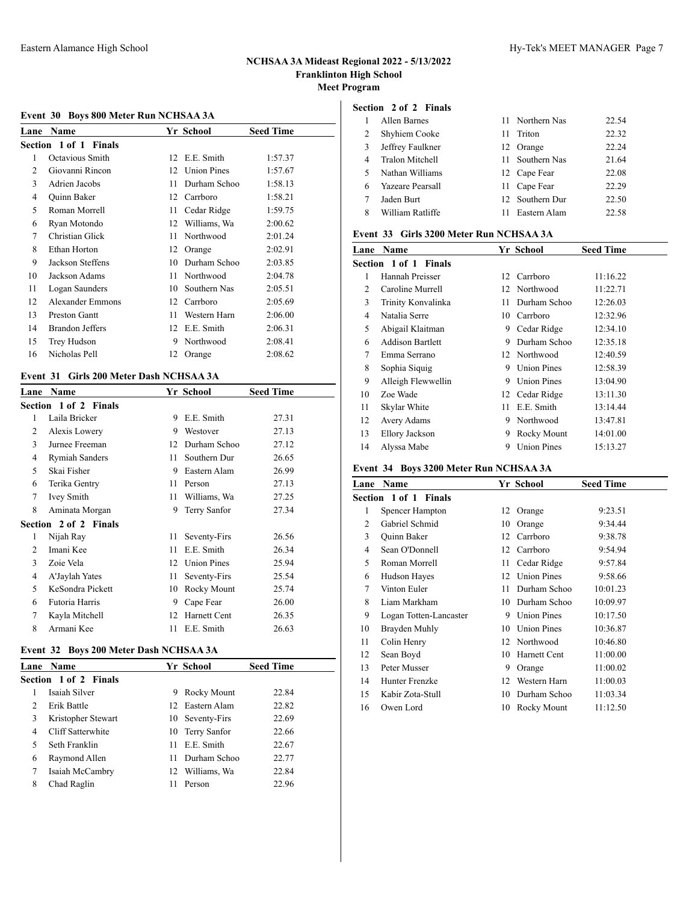# NCHSAA 3A Mideast Regional 2022 - 5/13/2022
## Franklinton High School
### Meet Program

### Event 30 Boys 800 Meter Run NCHSAA 3A

| Lane | Name | Yr | School | Seed Time |
|---|---|---|---|---|
| **Section 1 of 1 Finals** | | | | |
| 1 | Octavious Smith | 12 | E.E. Smith | 1:57.37 |
| 2 | Giovanni Rincon | 12 | Union Pines | 1:57.67 |
| 3 | Adrien Jacobs | 11 | Durham Schoo | 1:58.13 |
| 4 | Quinn Baker | 12 | Carrboro | 1:58.21 |
| 5 | Roman Morrell | 11 | Cedar Ridge | 1:59.75 |
| 6 | Ryan Motondo | 12 | Williams, Wa | 2:00.62 |
| 7 | Christian Glick | 11 | Northwood | 2:01.24 |
| 8 | Ethan Horton | 12 | Orange | 2:02.91 |
| 9 | Jackson Steffens | 10 | Durham Schoo | 2:03.85 |
| 10 | Jackson Adams | 11 | Northwood | 2:04.78 |
| 11 | Logan Saunders | 10 | Southern Nas | 2:05.51 |
| 12 | Alexander Emmons | 12 | Carrboro | 2:05.69 |
| 13 | Preston Gantt | 11 | Western Harn | 2:06.00 |
| 14 | Brandon Jeffers | 12 | E.E. Smith | 2:06.31 |
| 15 | Trey Hudson | 9 | Northwood | 2:08.41 |
| 16 | Nicholas Pell | 12 | Orange | 2:08.62 |

### Event 31 Girls 200 Meter Dash NCHSAA 3A

| Lane | Name | Yr | School | Seed Time |
|---|---|---|---|---|
| **Section 1 of 2 Finals** | | | | |
| 1 | Laila Bricker | 9 | E.E. Smith | 27.31 |
| 2 | Alexis Lowery | 9 | Westover | 27.13 |
| 3 | Jurnee Freeman | 12 | Durham Schoo | 27.12 |
| 4 | Rymiah Sanders | 11 | Southern Dur | 26.65 |
| 5 | Skai Fisher | 9 | Eastern Alam | 26.99 |
| 6 | Terika Gentry | 11 | Person | 27.13 |
| 7 | Ivey Smith | 11 | Williams, Wa | 27.25 |
| 8 | Aminata Morgan | 9 | Terry Sanfor | 27.34 |
| **Section 2 of 2 Finals** | | | | |
| 1 | Nijah Ray | 11 | Seventy-Firs | 26.56 |
| 2 | Imani Kee | 11 | E.E. Smith | 26.34 |
| 3 | Zoie Vela | 12 | Union Pines | 25.94 |
| 4 | A'Jaylah Yates | 11 | Seventy-Firs | 25.54 |
| 5 | KeSondra Pickett | 10 | Rocky Mount | 25.74 |
| 6 | Futoria Harris | 9 | Cape Fear | 26.00 |
| 7 | Kayla Mitchell | 12 | Harnett Cent | 26.35 |
| 8 | Armani Kee | 11 | E.E. Smith | 26.63 |

### Event 32 Boys 200 Meter Dash NCHSAA 3A

| Lane | Name | Yr | School | Seed Time |
|---|---|---|---|---|
| **Section 1 of 2 Finals** | | | | |
| 1 | Isaiah Silver | 9 | Rocky Mount | 22.84 |
| 2 | Erik Battle | 12 | Eastern Alam | 22.82 |
| 3 | Kristopher Stewart | 10 | Seventy-Firs | 22.69 |
| 4 | Cliff Satterwhite | 10 | Terry Sanfor | 22.66 |
| 5 | Seth Franklin | 11 | E.E. Smith | 22.67 |
| 6 | Raymond Allen | 11 | Durham Schoo | 22.77 |
| 7 | Isaiah McCambry | 12 | Williams, Wa | 22.84 |
| 8 | Chad Raglin | 11 | Person | 22.96 |
| **Section 2 of 2 Finals** | | | | |
| 1 | Allen Barnes | 11 | Northern Nas | 22.54 |
| 2 | Shyhiem Cooke | 11 | Triton | 22.32 |
| 3 | Jeffrey Faulkner | 12 | Orange | 22.24 |
| 4 | Tralon Mitchell | 11 | Southern Nas | 21.64 |
| 5 | Nathan Williams | 12 | Cape Fear | 22.08 |
| 6 | Yazeare Pearsall | 11 | Cape Fear | 22.29 |
| 7 | Jaden Burt | 12 | Southern Dur | 22.50 |
| 8 | William Ratliffe | 11 | Eastern Alam | 22.58 |

### Event 33 Girls 3200 Meter Run NCHSAA 3A

| Lane | Name | Yr | School | Seed Time |
|---|---|---|---|---|
| **Section 1 of 1 Finals** | | | | |
| 1 | Hannah Preisser | 12 | Carrboro | 11:16.22 |
| 2 | Caroline Murrell | 12 | Northwood | 11:22.71 |
| 3 | Trinity Konvalinka | 11 | Durham Schoo | 12:26.03 |
| 4 | Natalia Serre | 10 | Carrboro | 12:32.96 |
| 5 | Abigail Klaitman | 9 | Cedar Ridge | 12:34.10 |
| 6 | Addison Bartlett | 9 | Durham Schoo | 12:35.18 |
| 7 | Emma Serrano | 12 | Northwood | 12:40.59 |
| 8 | Sophia Siquig | 9 | Union Pines | 12:58.39 |
| 9 | Alleigh Flewwellin | 9 | Union Pines | 13:04.90 |
| 10 | Zoe Wade | 12 | Cedar Ridge | 13:11.30 |
| 11 | Skylar White | 11 | E.E. Smith | 13:14.44 |
| 12 | Avery Adams | 9 | Northwood | 13:47.81 |
| 13 | Ellory Jackson | 9 | Rocky Mount | 14:01.00 |
| 14 | Alyssa Mabe | 9 | Union Pines | 15:13.27 |

### Event 34 Boys 3200 Meter Run NCHSAA 3A

| Lane | Name | Yr | School | Seed Time |
|---|---|---|---|---|
| **Section 1 of 1 Finals** | | | | |
| 1 | Spencer Hampton | 12 | Orange | 9:23.51 |
| 2 | Gabriel Schmid | 10 | Orange | 9:34.44 |
| 3 | Quinn Baker | 12 | Carrboro | 9:38.78 |
| 4 | Sean O'Donnell | 12 | Carrboro | 9:54.94 |
| 5 | Roman Morrell | 11 | Cedar Ridge | 9:57.84 |
| 6 | Hudson Hayes | 12 | Union Pines | 9:58.66 |
| 7 | Vinton Euler | 11 | Durham Schoo | 10:01.23 |
| 8 | Liam Markham | 10 | Durham Schoo | 10:09.97 |
| 9 | Logan Totten-Lancaster | 9 | Union Pines | 10:17.50 |
| 10 | Brayden Muhly | 10 | Union Pines | 10:36.87 |
| 11 | Colin Henry | 12 | Northwood | 10:46.80 |
| 12 | Sean Boyd | 10 | Harnett Cent | 11:00.00 |
| 13 | Peter Musser | 9 | Orange | 11:00.02 |
| 14 | Hunter Frenzke | 12 | Western Harn | 11:00.03 |
| 15 | Kabir Zota-Stull | 10 | Durham Schoo | 11:03.34 |
| 16 | Owen Lord | 10 | Rocky Mount | 11:12.50 |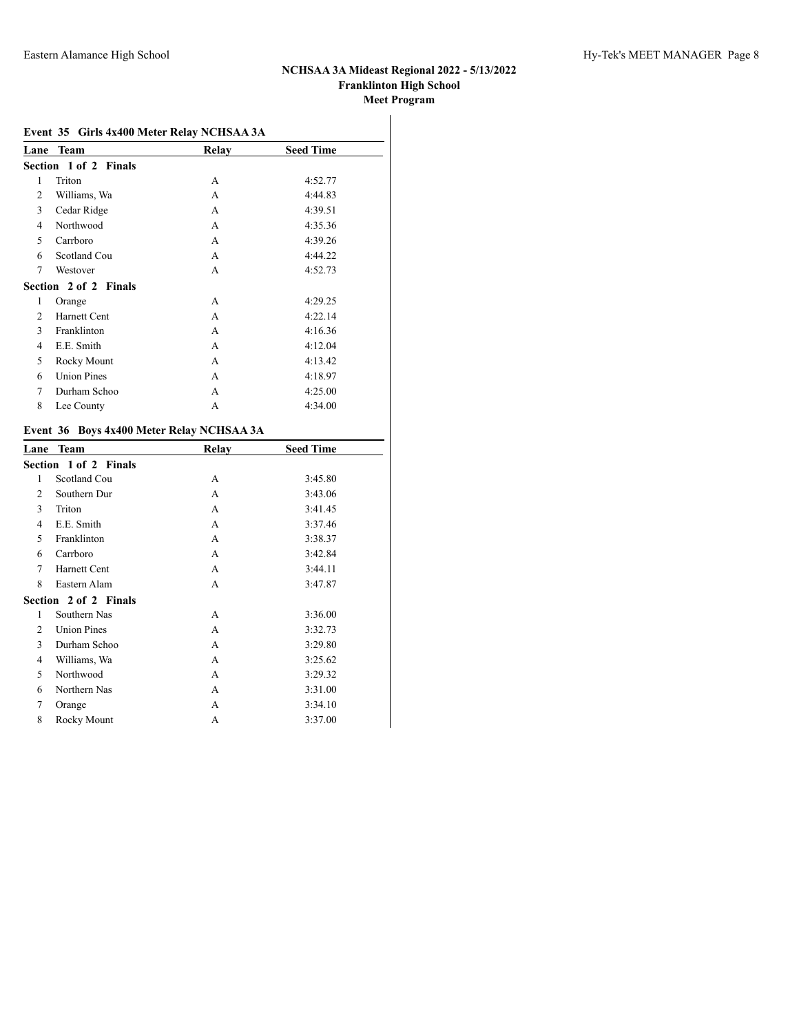# NCHSAA 3A Mideast Regional 2022 - 5/13/2022

## Franklinton High School

## Meet Program

### Event 35 Girls 4x400 Meter Relay NCHSAA 3A

| Lane | Team | Relay | Seed Time |
|---|---|---|---|
| **Section 1 of 2 Finals** | | | |
| 1 | Triton | A | 4:52.77 |
| 2 | Williams, Wa | A | 4:44.83 |
| 3 | Cedar Ridge | A | 4:39.51 |
| 4 | Northwood | A | 4:35.36 |
| 5 | Carrboro | A | 4:39.26 |
| 6 | Scotland Cou | A | 4:44.22 |
| 7 | Westover | A | 4:52.73 |
| **Section 2 of 2 Finals** | | | |
| 1 | Orange | A | 4:29.25 |
| 2 | Harnett Cent | A | 4:22.14 |
| 3 | Franklinton | A | 4:16.36 |
| 4 | E.E. Smith | A | 4:12.04 |
| 5 | Rocky Mount | A | 4:13.42 |
| 6 | Union Pines | A | 4:18.97 |
| 7 | Durham Schoo | A | 4:25.00 |
| 8 | Lee County | A | 4:34.00 |

### Event 36 Boys 4x400 Meter Relay NCHSAA 3A

| Lane | Team | Relay | Seed Time |
|---|---|---|---|
| **Section 1 of 2 Finals** | | | |
| 1 | Scotland Cou | A | 3:45.80 |
| 2 | Southern Dur | A | 3:43.06 |
| 3 | Triton | A | 3:41.45 |
| 4 | E.E. Smith | A | 3:37.46 |
| 5 | Franklinton | A | 3:38.37 |
| 6 | Carrboro | A | 3:42.84 |
| 7 | Harnett Cent | A | 3:44.11 |
| 8 | Eastern Alam | A | 3:47.87 |
| **Section 2 of 2 Finals** | | | |
| 1 | Southern Nas | A | 3:36.00 |
| 2 | Union Pines | A | 3:32.73 |
| 3 | Durham Schoo | A | 3:29.80 |
| 4 | Williams, Wa | A | 3:25.62 |
| 5 | Northwood | A | 3:29.32 |
| 6 | Northern Nas | A | 3:31.00 |
| 7 | Orange | A | 3:34.10 |
| 8 | Rocky Mount | A | 3:37.00 |